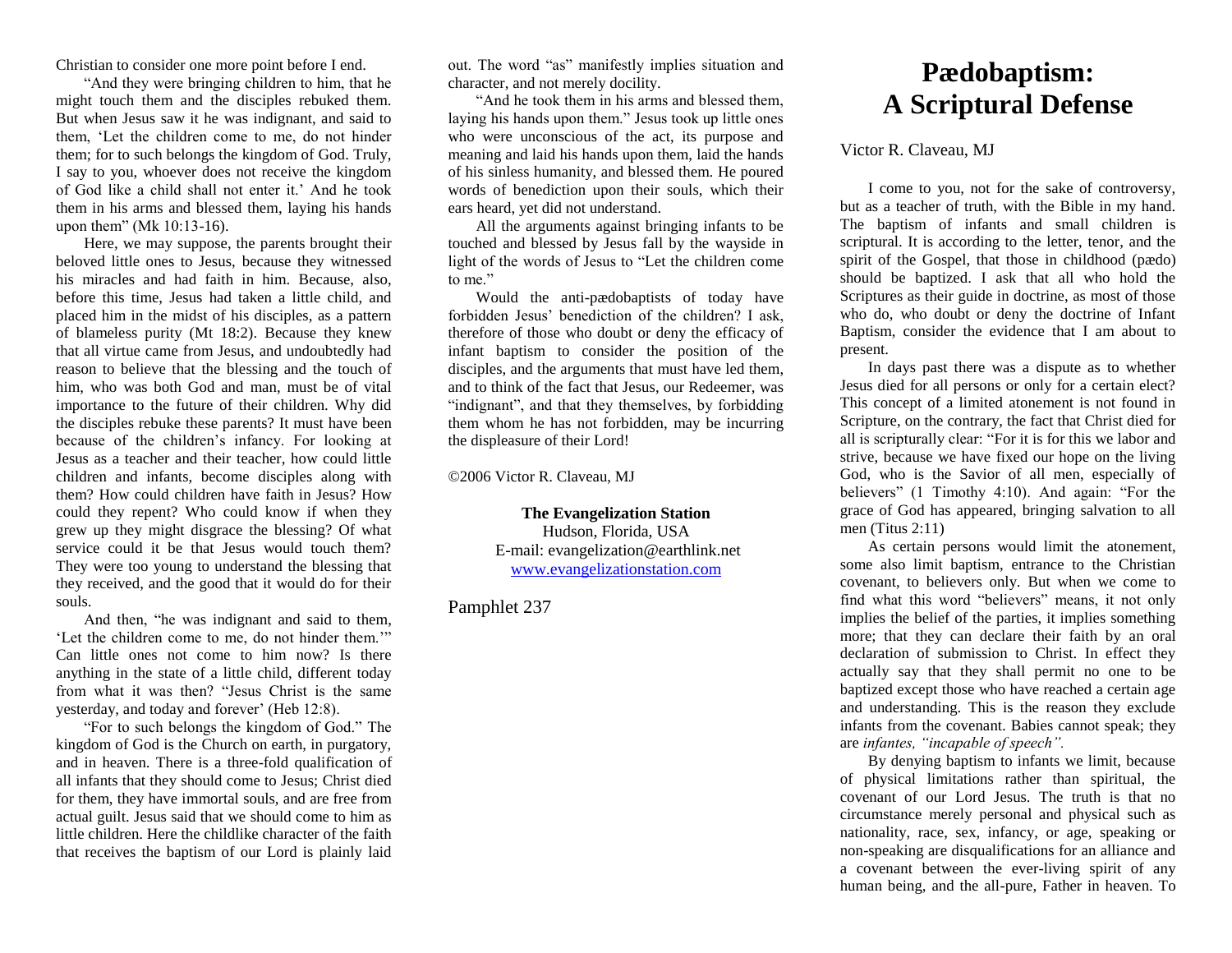Christian to consider one more point before I end.

"And they were bringing children to him, that he might touch them and the disciples rebuked them. But when Jesus saw it he was indignant, and said to them, 'Let the children come to me, do not hinder them; for to such belongs the kingdom of God. Truly, I say to you, whoever does not receive the kingdom of God like a child shall not enter it.' And he took them in his arms and blessed them, laying his hands upon them" (Mk 10:13-16).

Here, we may suppose, the parents brought their beloved little ones to Jesus, because they witnessed his miracles and had faith in him. Because, also, before this time, Jesus had taken a little child, and placed him in the midst of his disciples, as a pattern of blameless purity (Mt 18:2). Because they knew that all virtue came from Jesus, and undoubtedly had reason to believe that the blessing and the touch of him, who was both God and man, must be of vital importance to the future of their children. Why did the disciples rebuke these parents? It must have been because of the children's infancy. For looking at Jesus as a teacher and their teacher, how could little children and infants, become disciples along with them? How could children have faith in Jesus? How could they repent? Who could know if when they grew up they might disgrace the blessing? Of what service could it be that Jesus would touch them? They were too young to understand the blessing that they received, and the good that it would do for their souls.

And then, "he was indignant and said to them, 'Let the children come to me, do not hinder them.'" Can little ones not come to him now? Is there anything in the state of a little child, different today from what it was then? "Jesus Christ is the same yesterday, and today and forever' (Heb 12:8).

"For to such belongs the kingdom of God." The kingdom of God is the Church on earth, in purgatory, and in heaven. There is a three-fold qualification of all infants that they should come to Jesus; Christ died for them, they have immortal souls, and are free from actual guilt. Jesus said that we should come to him as little children. Here the childlike character of the faith that receives the baptism of our Lord is plainly laid out. The word "as" manifestly implies situation and character, and not merely docility.

"And he took them in his arms and blessed them, laying his hands upon them." Jesus took up little ones who were unconscious of the act, its purpose and meaning and laid his hands upon them, laid the hands of his sinless humanity, and blessed them. He poured words of benediction upon their souls, which their ears heard, yet did not understand.

All the arguments against bringing infants to be touched and blessed by Jesus fall by the wayside in light of the words of Jesus to "Let the children come to me."

Would the anti-pædobaptists of today have forbidden Jesus' benediction of the children? I ask, therefore of those who doubt or deny the efficacy of infant baptism to consider the position of the disciples, and the arguments that must have led them, and to think of the fact that Jesus, our Redeemer, was "indignant", and that they themselves, by forbidding them whom he has not forbidden, may be incurring the displeasure of their Lord!

©2006 Victor R. Claveau, MJ

**The Evangelization Station**
Hudson, Florida, USA
E-mail: evangelization@earthlink.net
www.evangelizationstation.com

Pamphlet 237

# Pædobaptism: A Scriptural Defense

Victor R. Claveau, MJ

I come to you, not for the sake of controversy, but as a teacher of truth, with the Bible in my hand. The baptism of infants and small children is scriptural. It is according to the letter, tenor, and the spirit of the Gospel, that those in childhood (pædo) should be baptized. I ask that all who hold the Scriptures as their guide in doctrine, as most of those who do, who doubt or deny the doctrine of Infant Baptism, consider the evidence that I am about to present.

In days past there was a dispute as to whether Jesus died for all persons or only for a certain elect? This concept of a limited atonement is not found in Scripture, on the contrary, the fact that Christ died for all is scripturally clear: "For it is for this we labor and strive, because we have fixed our hope on the living God, who is the Savior of all men, especially of believers" (1 Timothy 4:10). And again: "For the grace of God has appeared, bringing salvation to all men (Titus 2:11)

As certain persons would limit the atonement, some also limit baptism, entrance to the Christian covenant, to believers only. But when we come to find what this word "believers" means, it not only implies the belief of the parties, it implies something more; that they can declare their faith by an oral declaration of submission to Christ. In effect they actually say that they shall permit no one to be baptized except those who have reached a certain age and understanding. This is the reason they exclude infants from the covenant. Babies cannot speak; they are *infantes, "incapable of speech".*

By denying baptism to infants we limit, because of physical limitations rather than spiritual, the covenant of our Lord Jesus. The truth is that no circumstance merely personal and physical such as nationality, race, sex, infancy, or age, speaking or non-speaking are disqualifications for an alliance and a covenant between the ever-living spirit of any human being, and the all-pure, Father in heaven. To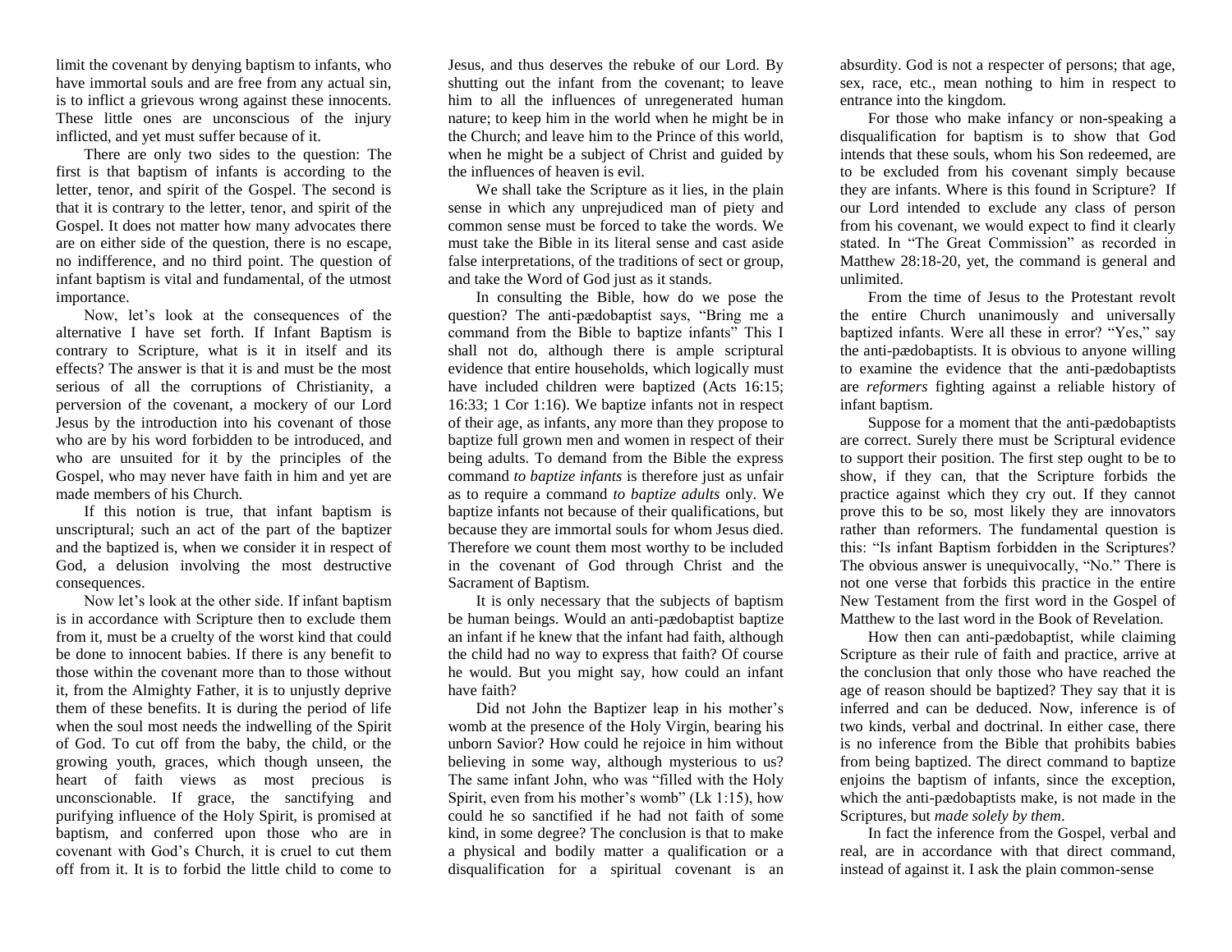limit the covenant by denying baptism to infants, who have immortal souls and are free from any actual sin, is to inflict a grievous wrong against these innocents. These little ones are unconscious of the injury inflicted, and yet must suffer because of it.

There are only two sides to the question: The first is that baptism of infants is according to the letter, tenor, and spirit of the Gospel. The second is that it is contrary to the letter, tenor, and spirit of the Gospel. It does not matter how many advocates there are on either side of the question, there is no escape, no indifference, and no third point. The question of infant baptism is vital and fundamental, of the utmost importance.

Now, let's look at the consequences of the alternative I have set forth. If Infant Baptism is contrary to Scripture, what is it in itself and its effects? The answer is that it is and must be the most serious of all the corruptions of Christianity, a perversion of the covenant, a mockery of our Lord Jesus by the introduction into his covenant of those who are by his word forbidden to be introduced, and who are unsuited for it by the principles of the Gospel, who may never have faith in him and yet are made members of his Church.

If this notion is true, that infant baptism is unscriptural; such an act of the part of the baptizer and the baptized is, when we consider it in respect of God, a delusion involving the most destructive consequences.

Now let's look at the other side. If infant baptism is in accordance with Scripture then to exclude them from it, must be a cruelty of the worst kind that could be done to innocent babies. If there is any benefit to those within the covenant more than to those without it, from the Almighty Father, it is to unjustly deprive them of these benefits. It is during the period of life when the soul most needs the indwelling of the Spirit of God. To cut off from the baby, the child, or the growing youth, graces, which though unseen, the heart of faith views as most precious is unconscionable. If grace, the sanctifying and purifying influence of the Holy Spirit, is promised at baptism, and conferred upon those who are in covenant with God's Church, it is cruel to cut them off from it. It is to forbid the little child to come to Jesus, and thus deserves the rebuke of our Lord. By shutting out the infant from the covenant; to leave him to all the influences of unregenerated human nature; to keep him in the world when he might be in the Church; and leave him to the Prince of this world, when he might be a subject of Christ and guided by the influences of heaven is evil.

We shall take the Scripture as it lies, in the plain sense in which any unprejudiced man of piety and common sense must be forced to take the words. We must take the Bible in its literal sense and cast aside false interpretations, of the traditions of sect or group, and take the Word of God just as it stands.

In consulting the Bible, how do we pose the question? The anti-pædobaptist says, "Bring me a command from the Bible to baptize infants" This I shall not do, although there is ample scriptural evidence that entire households, which logically must have included children were baptized (Acts 16:15; 16:33; 1 Cor 1:16). We baptize infants not in respect of their age, as infants, any more than they propose to baptize full grown men and women in respect of their being adults. To demand from the Bible the express command *to baptize infants* is therefore just as unfair as to require a command *to baptize adults* only. We baptize infants not because of their qualifications, but because they are immortal souls for whom Jesus died. Therefore we count them most worthy to be included in the covenant of God through Christ and the Sacrament of Baptism.

It is only necessary that the subjects of baptism be human beings. Would an anti-pædobaptist baptize an infant if he knew that the infant had faith, although the child had no way to express that faith? Of course he would. But you might say, how could an infant have faith?

Did not John the Baptizer leap in his mother's womb at the presence of the Holy Virgin, bearing his unborn Savior? How could he rejoice in him without believing in some way, although mysterious to us? The same infant John, who was "filled with the Holy Spirit, even from his mother's womb" (Lk 1:15), how could he so sanctified if he had not faith of some kind, in some degree? The conclusion is that to make a physical and bodily matter a qualification or a disqualification for a spiritual covenant is an absurdity. God is not a respecter of persons; that age, sex, race, etc., mean nothing to him in respect to entrance into the kingdom.

For those who make infancy or non-speaking a disqualification for baptism is to show that God intends that these souls, whom his Son redeemed, are to be excluded from his covenant simply because they are infants. Where is this found in Scripture? If our Lord intended to exclude any class of person from his covenant, we would expect to find it clearly stated. In "The Great Commission" as recorded in Matthew 28:18-20, yet, the command is general and unlimited.

From the time of Jesus to the Protestant revolt the entire Church unanimously and universally baptized infants. Were all these in error? "Yes," say the anti-pædobaptists. It is obvious to anyone willing to examine the evidence that the anti-pædobaptists are *reformers* fighting against a reliable history of infant baptism.

Suppose for a moment that the anti-pædobaptists are correct. Surely there must be Scriptural evidence to support their position. The first step ought to be to show, if they can, that the Scripture forbids the practice against which they cry out. If they cannot prove this to be so, most likely they are innovators rather than reformers. The fundamental question is this: "Is infant Baptism forbidden in the Scriptures? The obvious answer is unequivocally, "No." There is not one verse that forbids this practice in the entire New Testament from the first word in the Gospel of Matthew to the last word in the Book of Revelation.

How then can anti-pædobaptist, while claiming Scripture as their rule of faith and practice, arrive at the conclusion that only those who have reached the age of reason should be baptized? They say that it is inferred and can be deduced. Now, inference is of two kinds, verbal and doctrinal. In either case, there is no inference from the Bible that prohibits babies from being baptized. The direct command to baptize enjoins the baptism of infants, since the exception, which the anti-pædobaptists make, is not made in the Scriptures, but *made solely by them*.

In fact the inference from the Gospel, verbal and real, are in accordance with that direct command, instead of against it. I ask the plain common-sense